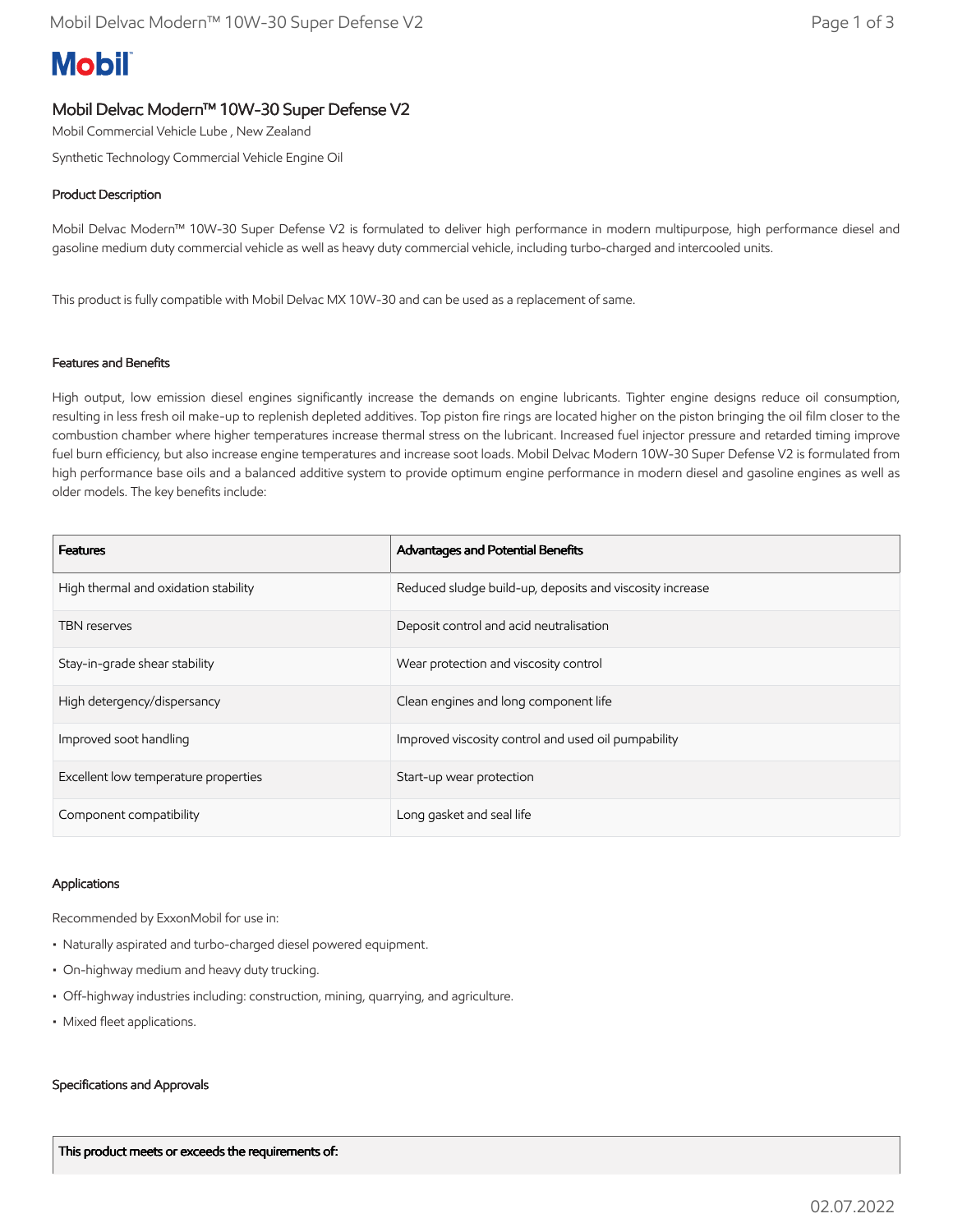# Mobil

## Mobil Delvac Modern™ 10W-30 Super Defense V2

Mobil Commercial Vehicle Lube , New Zealand

Synthetic Technology Commercial Vehicle Engine Oil

### Product Description

Mobil Delvac Modern™ 10W-30 Super Defense V2 is formulated to deliver high performance in modern multipurpose, high performance diesel and gasoline medium duty commercial vehicle as well as heavy duty commercial vehicle, including turbo-charged and intercooled units.

This product is fully compatible with Mobil Delvac MX 10W-30 and can be used as a replacement of same.

### Features and Benefits

High output, low emission diesel engines significantly increase the demands on engine lubricants. Tighter engine designs reduce oil consumption, resulting in less fresh oil make-up to replenish depleted additives. Top piston fire rings are located higher on the piston bringing the oil film closer to the combustion chamber where higher temperatures increase thermal stress on the lubricant. Increased fuel injector pressure and retarded timing improve fuel burn efficiency, but also increase engine temperatures and increase soot loads. Mobil Delvac Modern 10W-30 Super Defense V2 is formulated from high performance base oils and a balanced additive system to provide optimum engine performance in modern diesel and gasoline engines as well as older models. The key benefits include:

| Features | Advantages and Potential Benefits |
| --- | --- |
| High thermal and oxidation stability | Reduced sludge build-up, deposits and viscosity increase |
| TBN reserves | Deposit control and acid neutralisation |
| Stay-in-grade shear stability | Wear protection and viscosity control |
| High detergency/dispersancy | Clean engines and long component life |
| Improved soot handling | Improved viscosity control and used oil pumpability |
| Excellent low temperature properties | Start-up wear protection |
| Component compatibility | Long gasket and seal life |

### Applications

Recommended by ExxonMobil for use in:

- Naturally aspirated and turbo-charged diesel powered equipment.
- On-highway medium and heavy duty trucking.
- Off-highway industries including: construction, mining, quarrying, and agriculture.
- Mixed fleet applications.

### Specifications and Approvals

| This product meets or exceeds the requirements of: |
| --- |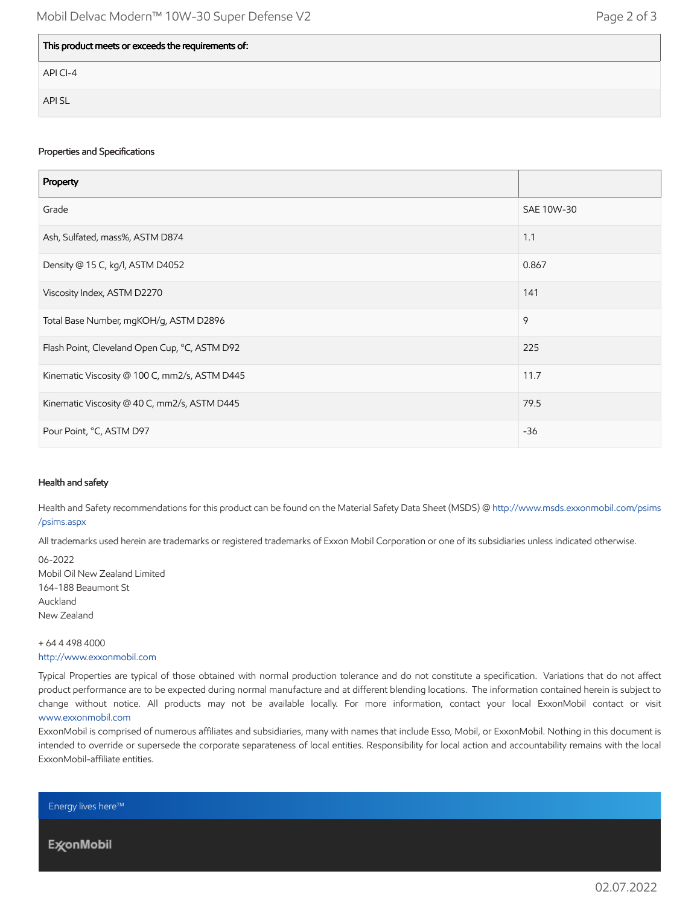| This product meets or exceeds the requirements of: |
| --- |
| API CI-4 |
| API SL |

### Properties and Specifications

| Property | |
| --- | --- |
| Grade | SAE 10W-30 |
| Ash, Sulfated, mass%, ASTM D874 | 1.1 |
| Density @ 15 C, kg/l, ASTM D4052 | 0.867 |
| Viscosity Index, ASTM D2270 | 141 |
| Total Base Number, mgKOH/g, ASTM D2896 | 9 |
| Flash Point, Cleveland Open Cup, °C, ASTM D92 | 225 |
| Kinematic Viscosity @ 100 C, mm2/s, ASTM D445 | 11.7 |
| Kinematic Viscosity @ 40 C, mm2/s, ASTM D445 | 79.5 |
| Pour Point, °C, ASTM D97 | -36 |

### Health and safety

Health and Safety recommendations for this product can be found on the Material Safety Data Sheet (MSDS) @ http://www.msds.exxonmobil.com/psims/psims.aspx

All trademarks used herein are trademarks or registered trademarks of Exxon Mobil Corporation or one of its subsidiaries unless indicated otherwise.

06-2022
Mobil Oil New Zealand Limited
164-188 Beaumont St
Auckland
New Zealand

+ 64 4 498 4000
http://www.exxonmobil.com

Typical Properties are typical of those obtained with normal production tolerance and do not constitute a specification. Variations that do not affect product performance are to be expected during normal manufacture and at different blending locations. The information contained herein is subject to change without notice. All products may not be available locally. For more information, contact your local ExxonMobil contact or visit www.exxonmobil.com

ExxonMobil is comprised of numerous affiliates and subsidiaries, many with names that include Esso, Mobil, or ExxonMobil. Nothing in this document is intended to override or supersede the corporate separateness of local entities. Responsibility for local action and accountability remains with the local ExxonMobil-affiliate entities.

Energy lives here™

ExxonMobil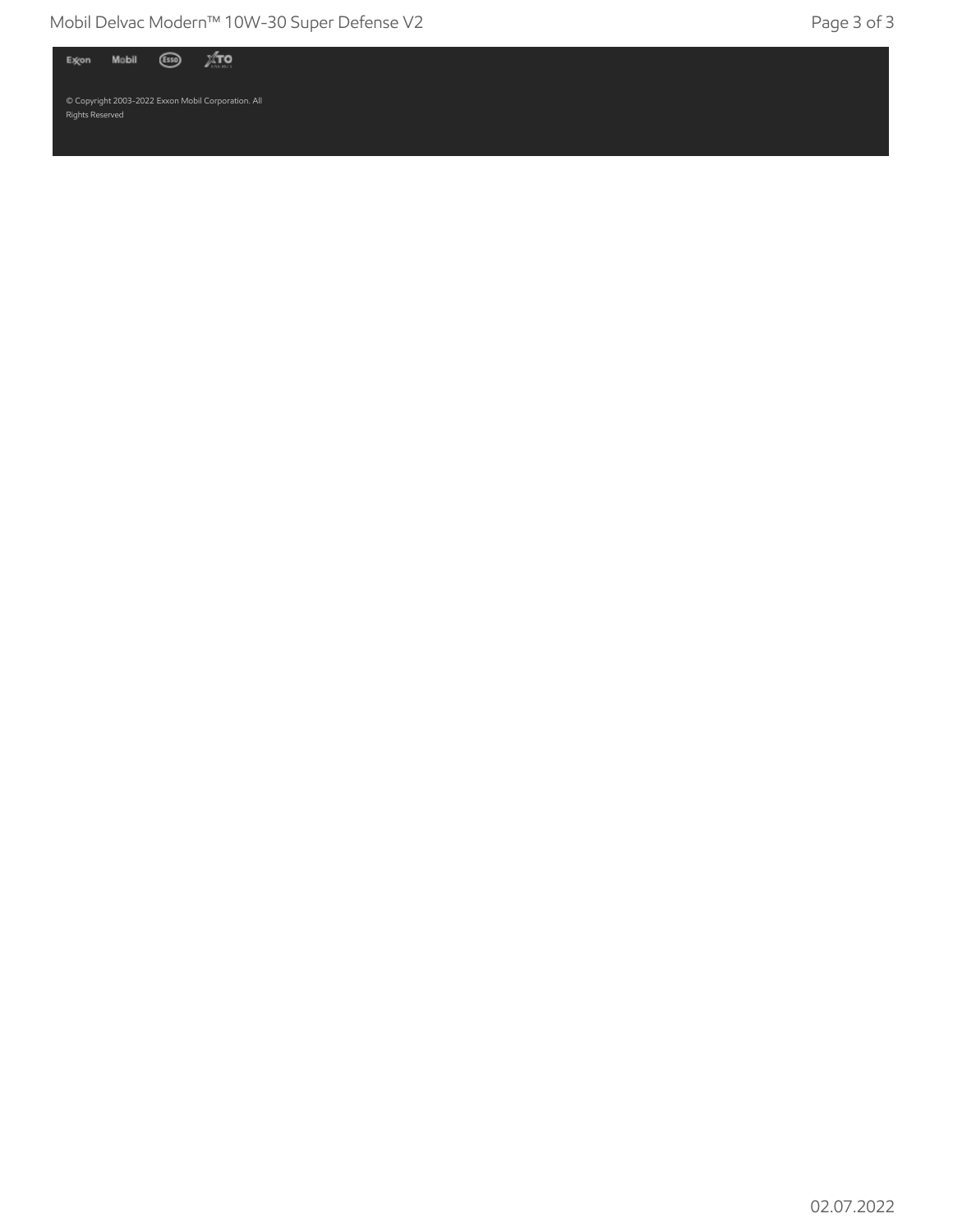Exxon Mobil Esso XTO

© Copyright 2003-2022 Exxon Mobil Corporation. All Rights Reserved